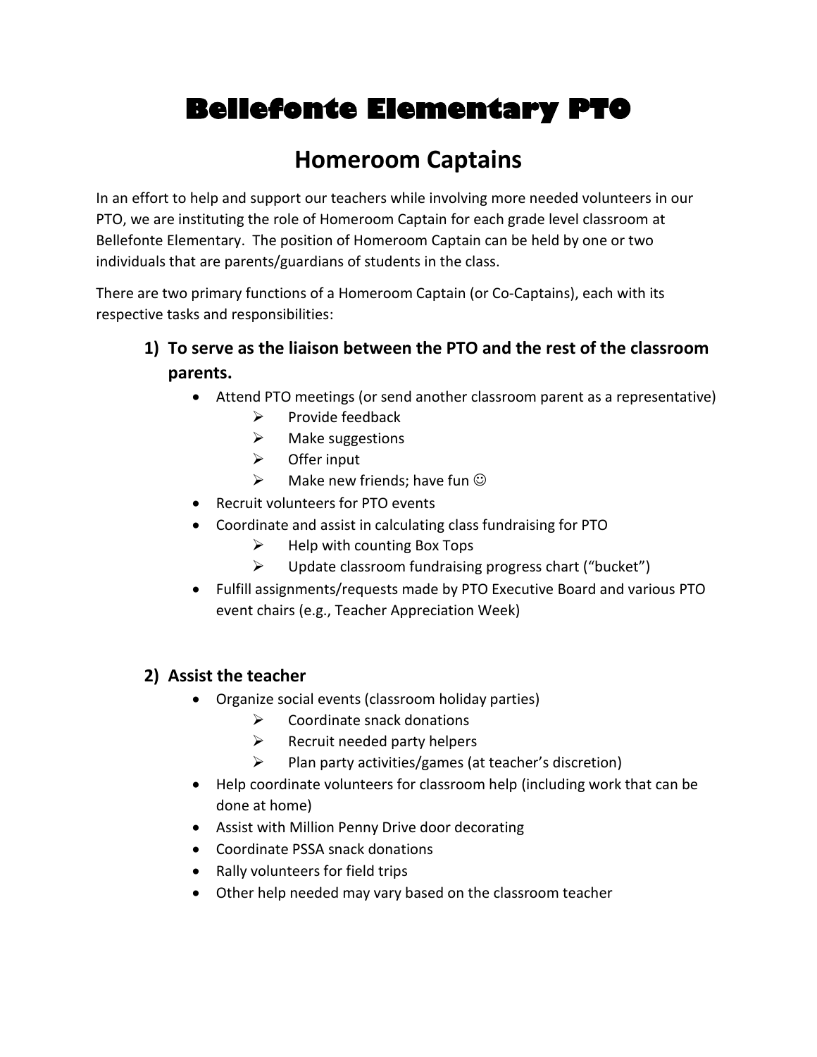# Bellefonte Elementary PTO

## Homeroom Captains

In an effort to help and support our teachers while involving more needed volunteers in our PTO, we are instituting the role of Homeroom Captain for each grade level classroom at Bellefonte Elementary. The position of Homeroom Captain can be held by one or two individuals that are parents/guardians of students in the class.

There are two primary functions of a Homeroom Captain (or Co-Captains), each with its respective tasks and responsibilities:

### 1) To serve as the liaison between the PTO and the rest of the classroom parents.

- Attend PTO meetings (or send another classroom parent as a representative)
  - Provide feedback
  - Make suggestions
  - Offer input
  - Make new friends; have fun ☺
- Recruit volunteers for PTO events
- Coordinate and assist in calculating class fundraising for PTO
  - Help with counting Box Tops
  - Update classroom fundraising progress chart ("bucket")
- Fulfill assignments/requests made by PTO Executive Board and various PTO event chairs (e.g., Teacher Appreciation Week)

### 2) Assist the teacher

- Organize social events (classroom holiday parties)
  - Coordinate snack donations
  - Recruit needed party helpers
  - Plan party activities/games (at teacher's discretion)
- Help coordinate volunteers for classroom help (including work that can be done at home)
- Assist with Million Penny Drive door decorating
- Coordinate PSSA snack donations
- Rally volunteers for field trips
- Other help needed may vary based on the classroom teacher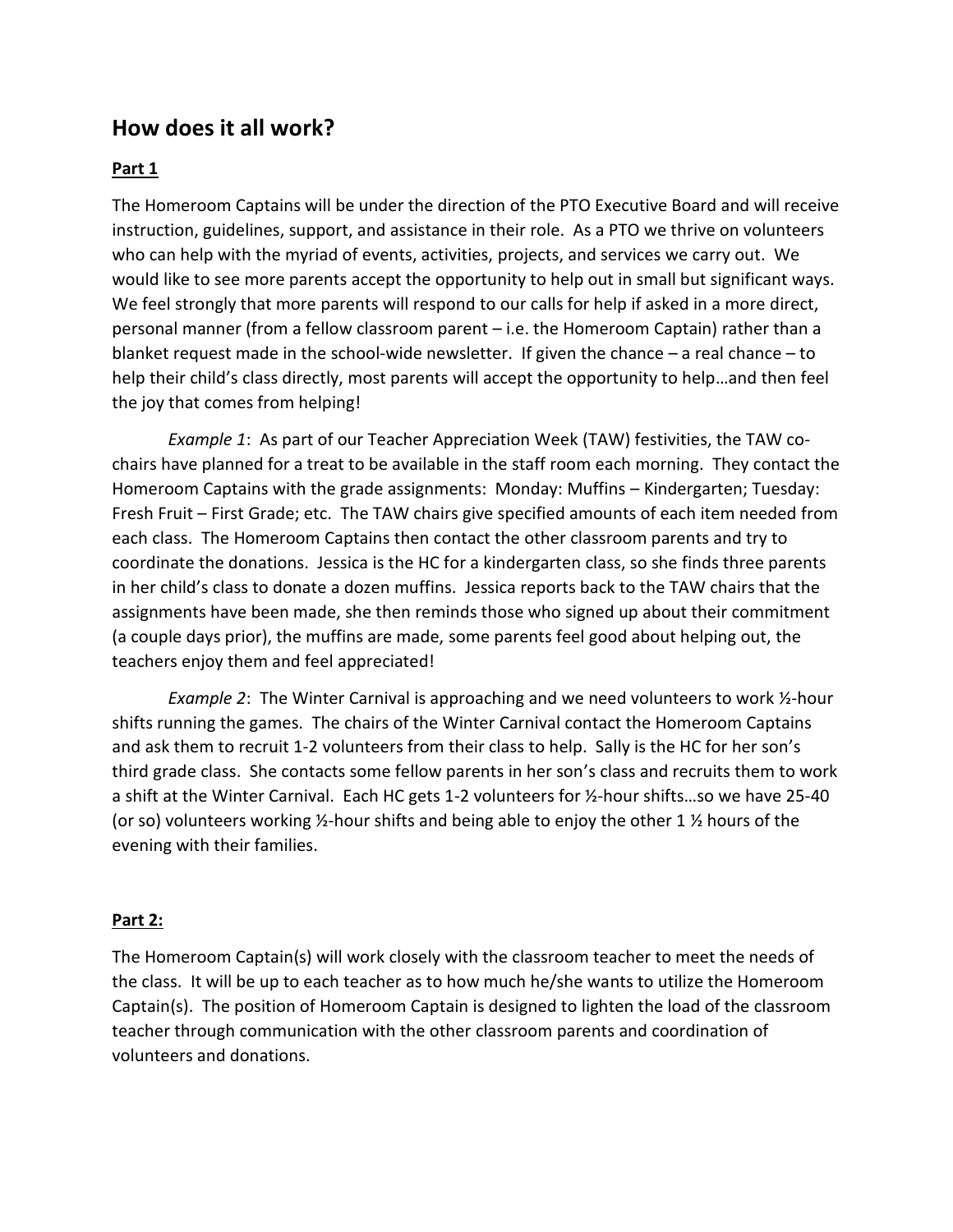## How does it all work?

**Part 1**

The Homeroom Captains will be under the direction of the PTO Executive Board and will receive instruction, guidelines, support, and assistance in their role. As a PTO we thrive on volunteers who can help with the myriad of events, activities, projects, and services we carry out. We would like to see more parents accept the opportunity to help out in small but significant ways. We feel strongly that more parents will respond to our calls for help if asked in a more direct, personal manner (from a fellow classroom parent – i.e. the Homeroom Captain) rather than a blanket request made in the school-wide newsletter. If given the chance – a real chance – to help their child's class directly, most parents will accept the opportunity to help…and then feel the joy that comes from helping!

*Example 1*: As part of our Teacher Appreciation Week (TAW) festivities, the TAW co-chairs have planned for a treat to be available in the staff room each morning. They contact the Homeroom Captains with the grade assignments: Monday: Muffins – Kindergarten; Tuesday: Fresh Fruit – First Grade; etc. The TAW chairs give specified amounts of each item needed from each class. The Homeroom Captains then contact the other classroom parents and try to coordinate the donations. Jessica is the HC for a kindergarten class, so she finds three parents in her child's class to donate a dozen muffins. Jessica reports back to the TAW chairs that the assignments have been made, she then reminds those who signed up about their commitment (a couple days prior), the muffins are made, some parents feel good about helping out, the teachers enjoy them and feel appreciated!

*Example 2*: The Winter Carnival is approaching and we need volunteers to work ½-hour shifts running the games. The chairs of the Winter Carnival contact the Homeroom Captains and ask them to recruit 1-2 volunteers from their class to help. Sally is the HC for her son's third grade class. She contacts some fellow parents in her son's class and recruits them to work a shift at the Winter Carnival. Each HC gets 1-2 volunteers for ½-hour shifts…so we have 25-40 (or so) volunteers working ½-hour shifts and being able to enjoy the other 1 ½ hours of the evening with their families.

**Part 2:**

The Homeroom Captain(s) will work closely with the classroom teacher to meet the needs of the class. It will be up to each teacher as to how much he/she wants to utilize the Homeroom Captain(s). The position of Homeroom Captain is designed to lighten the load of the classroom teacher through communication with the other classroom parents and coordination of volunteers and donations.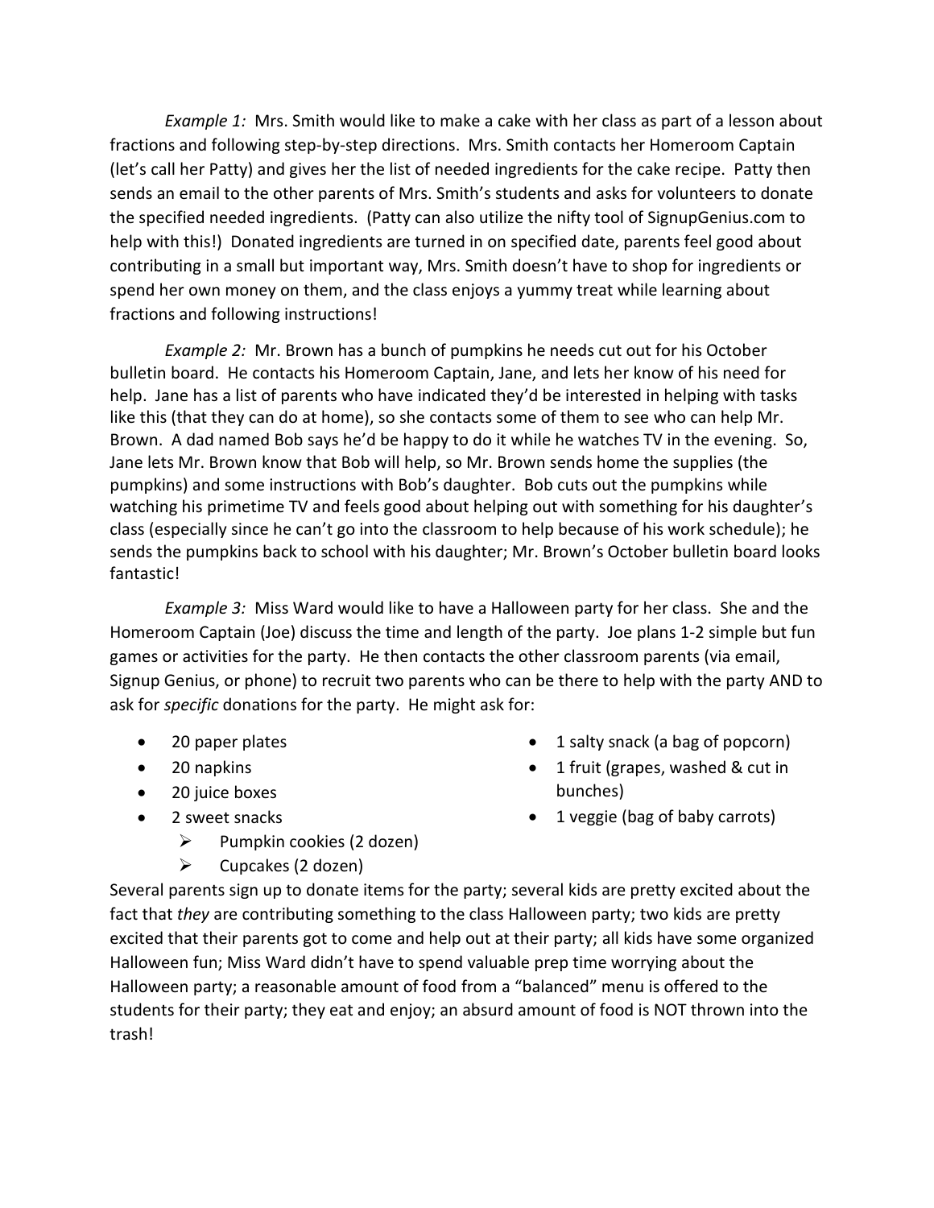*Example 1:* Mrs. Smith would like to make a cake with her class as part of a lesson about fractions and following step-by-step directions. Mrs. Smith contacts her Homeroom Captain (let's call her Patty) and gives her the list of needed ingredients for the cake recipe. Patty then sends an email to the other parents of Mrs. Smith's students and asks for volunteers to donate the specified needed ingredients. (Patty can also utilize the nifty tool of SignupGenius.com to help with this!) Donated ingredients are turned in on specified date, parents feel good about contributing in a small but important way, Mrs. Smith doesn't have to shop for ingredients or spend her own money on them, and the class enjoys a yummy treat while learning about fractions and following instructions!

*Example 2:* Mr. Brown has a bunch of pumpkins he needs cut out for his October bulletin board. He contacts his Homeroom Captain, Jane, and lets her know of his need for help. Jane has a list of parents who have indicated they'd be interested in helping with tasks like this (that they can do at home), so she contacts some of them to see who can help Mr. Brown. A dad named Bob says he'd be happy to do it while he watches TV in the evening. So, Jane lets Mr. Brown know that Bob will help, so Mr. Brown sends home the supplies (the pumpkins) and some instructions with Bob's daughter. Bob cuts out the pumpkins while watching his primetime TV and feels good about helping out with something for his daughter's class (especially since he can't go into the classroom to help because of his work schedule); he sends the pumpkins back to school with his daughter; Mr. Brown's October bulletin board looks fantastic!

*Example 3:* Miss Ward would like to have a Halloween party for her class. She and the Homeroom Captain (Joe) discuss the time and length of the party. Joe plans 1-2 simple but fun games or activities for the party. He then contacts the other classroom parents (via email, Signup Genius, or phone) to recruit two parents who can be there to help with the party AND to ask for *specific* donations for the party. He might ask for:

- 20 paper plates
- 20 napkins
- 20 juice boxes
- 2 sweet snacks
  - Pumpkin cookies (2 dozen)
  - Cupcakes (2 dozen)
- 1 salty snack (a bag of popcorn)
- 1 fruit (grapes, washed & cut in bunches)
- 1 veggie (bag of baby carrots)

Several parents sign up to donate items for the party; several kids are pretty excited about the fact that *they* are contributing something to the class Halloween party; two kids are pretty excited that their parents got to come and help out at their party; all kids have some organized Halloween fun; Miss Ward didn't have to spend valuable prep time worrying about the Halloween party; a reasonable amount of food from a "balanced" menu is offered to the students for their party; they eat and enjoy; an absurd amount of food is NOT thrown into the trash!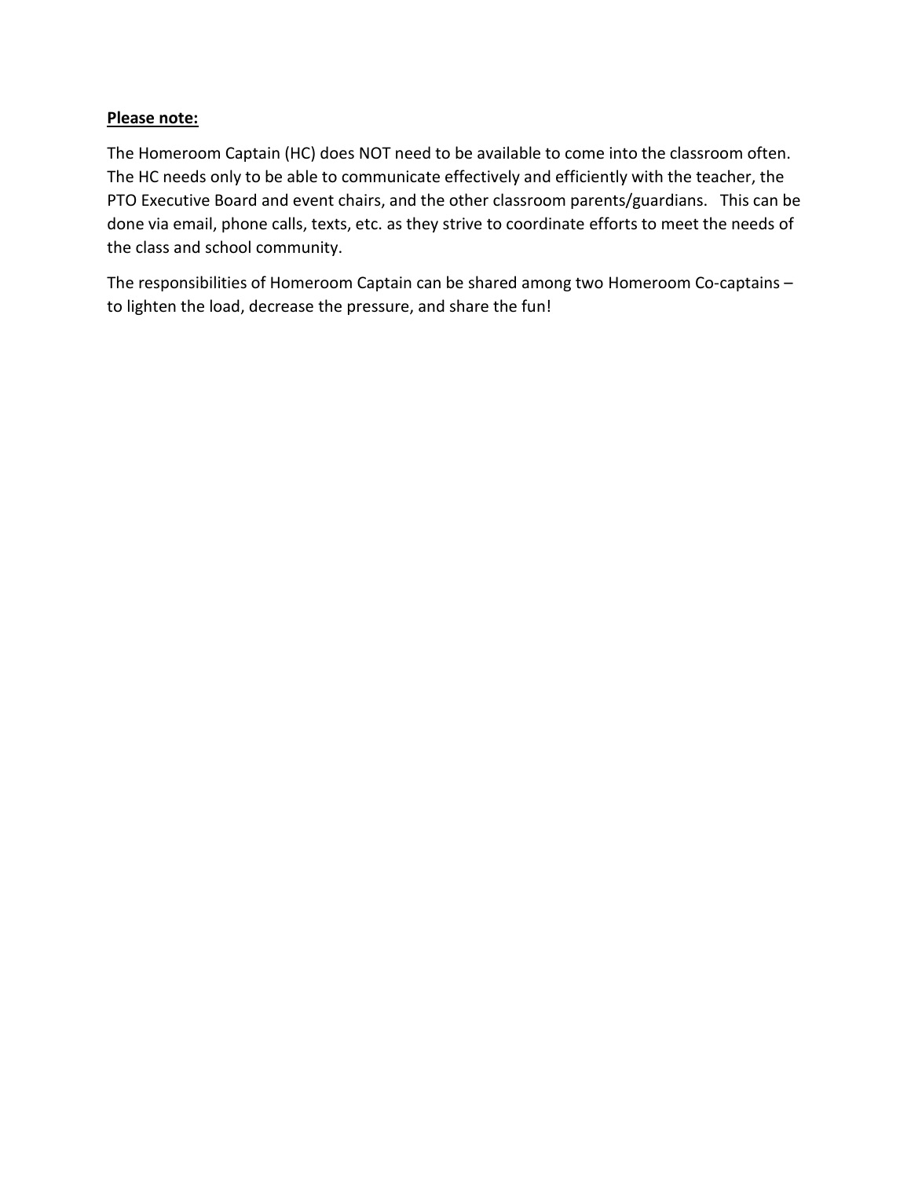**Please note:**

The Homeroom Captain (HC) does NOT need to be available to come into the classroom often. The HC needs only to be able to communicate effectively and efficiently with the teacher, the PTO Executive Board and event chairs, and the other classroom parents/guardians. This can be done via email, phone calls, texts, etc. as they strive to coordinate efforts to meet the needs of the class and school community.

The responsibilities of Homeroom Captain can be shared among two Homeroom Co-captains – to lighten the load, decrease the pressure, and share the fun!